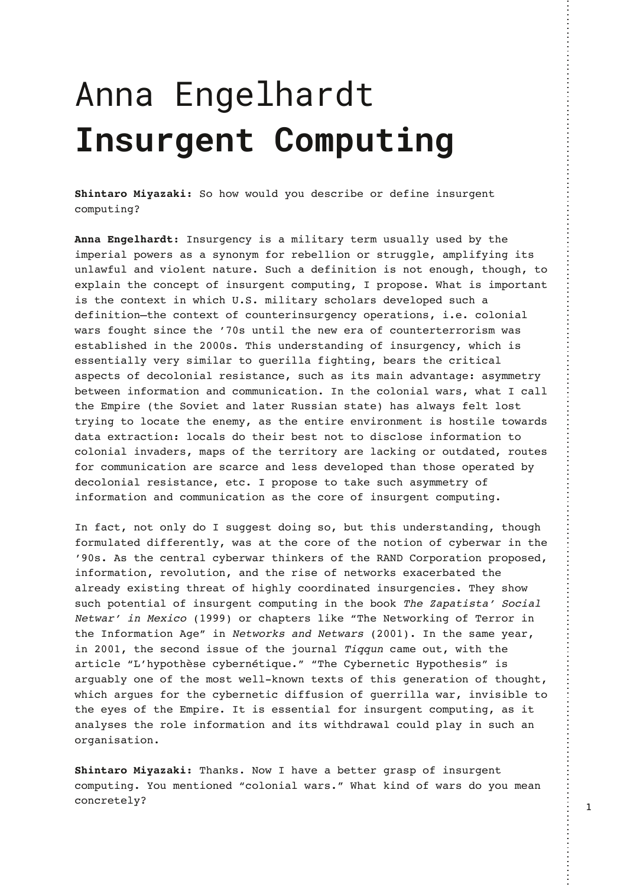# Anna Engelhardt
# **Insurgent Computing**

**Shintaro Miyazaki:** So how would you describe or define insurgent computing?

**Anna Engelhardt:** Insurgency is a military term usually used by the imperial powers as a synonym for rebellion or struggle, amplifying its unlawful and violent nature. Such a definition is not enough, though, to explain the concept of insurgent computing, I propose. What is important is the context in which U.S. military scholars developed such a definition—the context of counterinsurgency operations, i.e. colonial wars fought since the '70s until the new era of counterterrorism was established in the 2000s. This understanding of insurgency, which is essentially very similar to guerilla fighting, bears the critical aspects of decolonial resistance, such as its main advantage: asymmetry between information and communication. In the colonial wars, what I call the Empire (the Soviet and later Russian state) has always felt lost trying to locate the enemy, as the entire environment is hostile towards data extraction: locals do their best not to disclose information to colonial invaders, maps of the territory are lacking or outdated, routes for communication are scarce and less developed than those operated by decolonial resistance, etc. I propose to take such asymmetry of information and communication as the core of insurgent computing.

In fact, not only do I suggest doing so, but this understanding, though formulated differently, was at the core of the notion of cyberwar in the '90s. As the central cyberwar thinkers of the RAND Corporation proposed, information, revolution, and the rise of networks exacerbated the already existing threat of highly coordinated insurgencies. They show such potential of insurgent computing in the book *The Zapatista' Social Netwar' in Mexico* (1999) or chapters like "The Networking of Terror in the Information Age" in *Networks and Netwars* (2001). In the same year, in 2001, the second issue of the journal *Tiqqun* came out, with the article "L'hypothèse cybernétique." "The Cybernetic Hypothesis" is arguably one of the most well-known texts of this generation of thought, which argues for the cybernetic diffusion of guerrilla war, invisible to the eyes of the Empire. It is essential for insurgent computing, as it analyses the role information and its withdrawal could play in such an organisation.

**Shintaro Miyazaki:** Thanks. Now I have a better grasp of insurgent computing. You mentioned "colonial wars." What kind of wars do you mean concretely?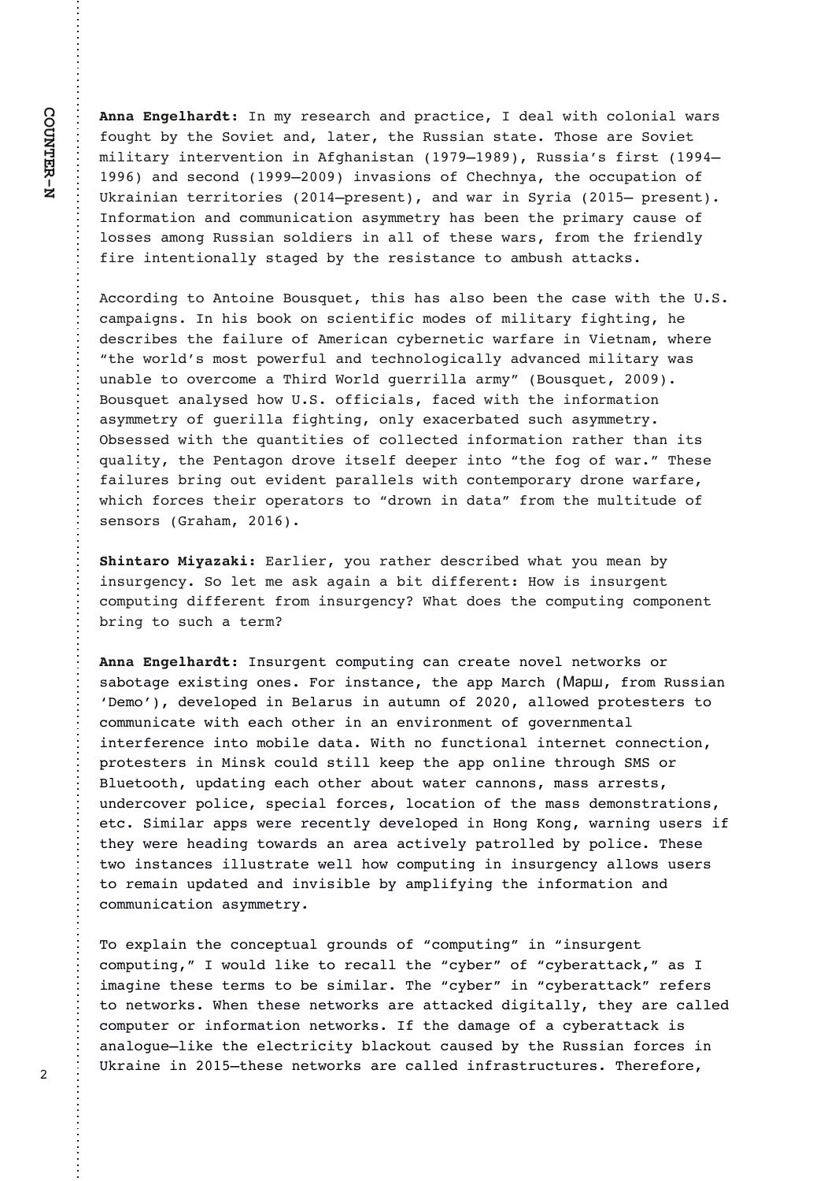**Anna Engelhardt:** In my research and practice, I deal with colonial wars fought by the Soviet and, later, the Russian state. Those are Soviet military intervention in Afghanistan (1979–1989), Russia's first (1994–1996) and second (1999–2009) invasions of Chechnya, the occupation of Ukrainian territories (2014–present), and war in Syria (2015– present). Information and communication asymmetry has been the primary cause of losses among Russian soldiers in all of these wars, from the friendly fire intentionally staged by the resistance to ambush attacks.

According to Antoine Bousquet, this has also been the case with the U.S. campaigns. In his book on scientific modes of military fighting, he describes the failure of American cybernetic warfare in Vietnam, where "the world's most powerful and technologically advanced military was unable to overcome a Third World guerrilla army" (Bousquet, 2009). Bousquet analysed how U.S. officials, faced with the information asymmetry of guerilla fighting, only exacerbated such asymmetry. Obsessed with the quantities of collected information rather than its quality, the Pentagon drove itself deeper into "the fog of war." These failures bring out evident parallels with contemporary drone warfare, which forces their operators to "drown in data" from the multitude of sensors (Graham, 2016).

**Shintaro Miyazaki:** Earlier, you rather described what you mean by insurgency. So let me ask again a bit different: How is insurgent computing different from insurgency? What does the computing component bring to such a term?

**Anna Engelhardt:** Insurgent computing can create novel networks or sabotage existing ones. For instance, the app March (Марш, from Russian 'Demo'), developed in Belarus in autumn of 2020, allowed protesters to communicate with each other in an environment of governmental interference into mobile data. With no functional internet connection, protesters in Minsk could still keep the app online through SMS or Bluetooth, updating each other about water cannons, mass arrests, undercover police, special forces, location of the mass demonstrations, etc. Similar apps were recently developed in Hong Kong, warning users if they were heading towards an area actively patrolled by police. These two instances illustrate well how computing in insurgency allows users to remain updated and invisible by amplifying the information and communication asymmetry.

To explain the conceptual grounds of "computing" in "insurgent computing," I would like to recall the "cyber" of "cyberattack," as I imagine these terms to be similar. The "cyber" in "cyberattack" refers to networks. When these networks are attacked digitally, they are called computer or information networks. If the damage of a cyberattack is analogue—like the electricity blackout caused by the Russian forces in Ukraine in 2015—these networks are called infrastructures. Therefore,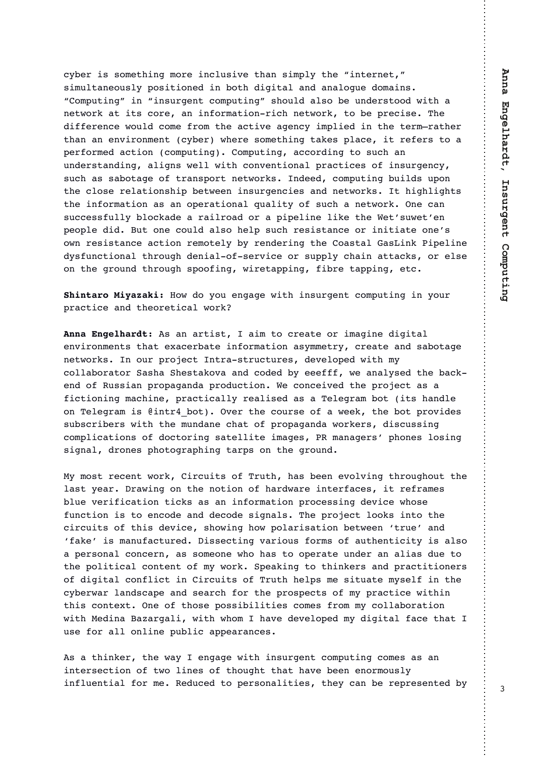cyber is something more inclusive than simply the "internet," simultaneously positioned in both digital and analogue domains. "Computing" in "insurgent computing" should also be understood with a network at its core, an information-rich network, to be precise. The difference would come from the active agency implied in the term—rather than an environment (cyber) where something takes place, it refers to a performed action (computing). Computing, according to such an understanding, aligns well with conventional practices of insurgency, such as sabotage of transport networks. Indeed, computing builds upon the close relationship between insurgencies and networks. It highlights the information as an operational quality of such a network. One can successfully blockade a railroad or a pipeline like the Wet'suwet'en people did. But one could also help such resistance or initiate one's own resistance action remotely by rendering the Coastal GasLink Pipeline dysfunctional through denial-of-service or supply chain attacks, or else on the ground through spoofing, wiretapping, fibre tapping, etc.

**Shintaro Miyazaki:** How do you engage with insurgent computing in your practice and theoretical work?

**Anna Engelhardt:** As an artist, I aim to create or imagine digital environments that exacerbate information asymmetry, create and sabotage networks. In our project Intra-structures, developed with my collaborator Sasha Shestakova and coded by eeefff, we analysed the back-end of Russian propaganda production. We conceived the project as a fictioning machine, practically realised as a Telegram bot (its handle on Telegram is @intr4_bot). Over the course of a week, the bot provides subscribers with the mundane chat of propaganda workers, discussing complications of doctoring satellite images, PR managers' phones losing signal, drones photographing tarps on the ground.

My most recent work, Circuits of Truth, has been evolving throughout the last year. Drawing on the notion of hardware interfaces, it reframes blue verification ticks as an information processing device whose function is to encode and decode signals. The project looks into the circuits of this device, showing how polarisation between 'true' and 'fake' is manufactured. Dissecting various forms of authenticity is also a personal concern, as someone who has to operate under an alias due to the political content of my work. Speaking to thinkers and practitioners of digital conflict in Circuits of Truth helps me situate myself in the cyberwar landscape and search for the prospects of my practice within this context. One of those possibilities comes from my collaboration with Medina Bazargali, with whom I have developed my digital face that I use for all online public appearances.

As a thinker, the way I engage with insurgent computing comes as an intersection of two lines of thought that have been enormously influential for me. Reduced to personalities, they can be represented by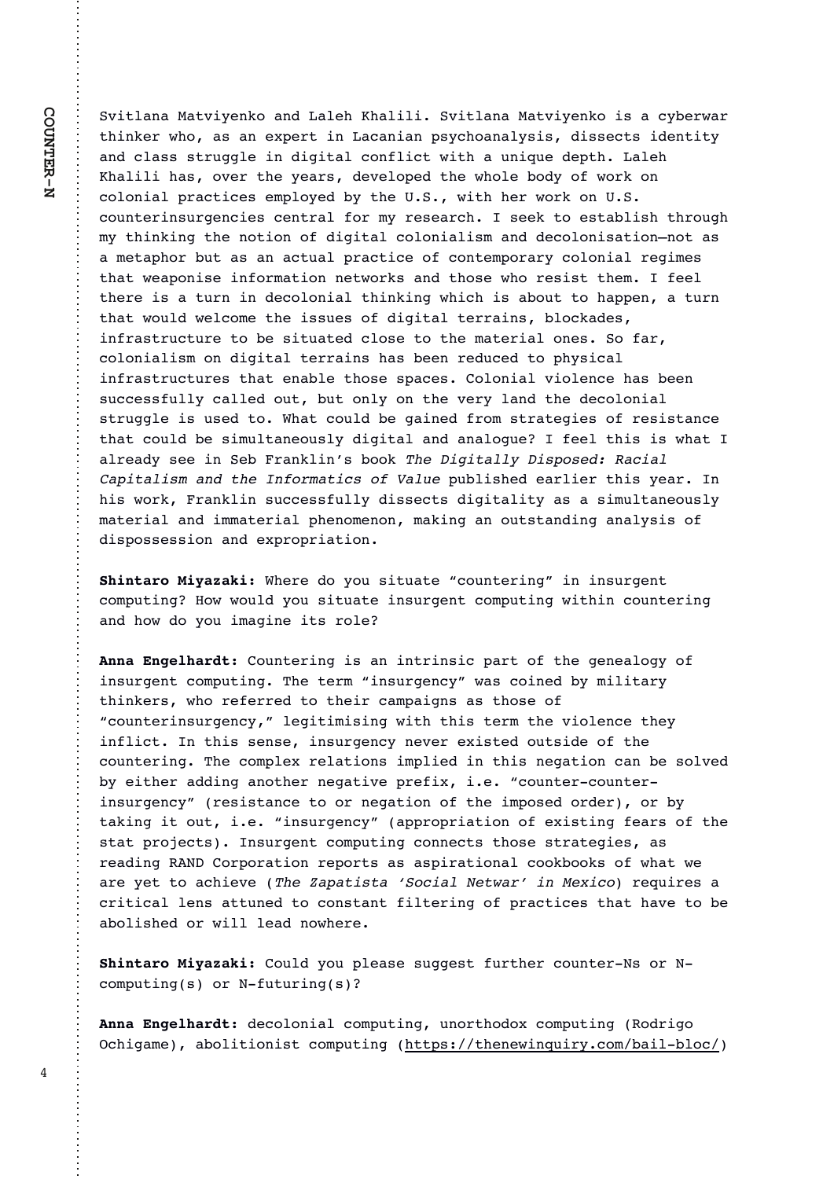Svitlana Matviyenko and Laleh Khalili. Svitlana Matviyenko is a cyberwar thinker who, as an expert in Lacanian psychoanalysis, dissects identity and class struggle in digital conflict with a unique depth. Laleh Khalili has, over the years, developed the whole body of work on colonial practices employed by the U.S., with her work on U.S. counterinsurgencies central for my research. I seek to establish through my thinking the notion of digital colonialism and decolonisation—not as a metaphor but as an actual practice of contemporary colonial regimes that weaponise information networks and those who resist them. I feel there is a turn in decolonial thinking which is about to happen, a turn that would welcome the issues of digital terrains, blockades, infrastructure to be situated close to the material ones. So far, colonialism on digital terrains has been reduced to physical infrastructures that enable those spaces. Colonial violence has been successfully called out, but only on the very land the decolonial struggle is used to. What could be gained from strategies of resistance that could be simultaneously digital and analogue? I feel this is what I already see in Seb Franklin's book *The Digitally Disposed: Racial Capitalism and the Informatics of Value* published earlier this year. In his work, Franklin successfully dissects digitality as a simultaneously material and immaterial phenomenon, making an outstanding analysis of dispossession and expropriation.

**Shintaro Miyazaki:** Where do you situate "countering" in insurgent computing? How would you situate insurgent computing within countering and how do you imagine its role?

**Anna Engelhardt:** Countering is an intrinsic part of the genealogy of insurgent computing. The term "insurgency" was coined by military thinkers, who referred to their campaigns as those of "counterinsurgency," legitimising with this term the violence they inflict. In this sense, insurgency never existed outside of the countering. The complex relations implied in this negation can be solved by either adding another negative prefix, i.e. "counter-counter-insurgency" (resistance to or negation of the imposed order), or by taking it out, i.e. "insurgency" (appropriation of existing fears of the stat projects). Insurgent computing connects those strategies, as reading RAND Corporation reports as aspirational cookbooks of what we are yet to achieve (*The Zapatista 'Social Netwar' in Mexico*) requires a critical lens attuned to constant filtering of practices that have to be abolished or will lead nowhere.

**Shintaro Miyazaki:** Could you please suggest further counter-Ns or N-computing(s) or N-futuring(s)?

**Anna Engelhardt:** decolonial computing, unorthodox computing (Rodrigo Ochigame), abolitionist computing (https://thenewinquiry.com/bail-bloc/)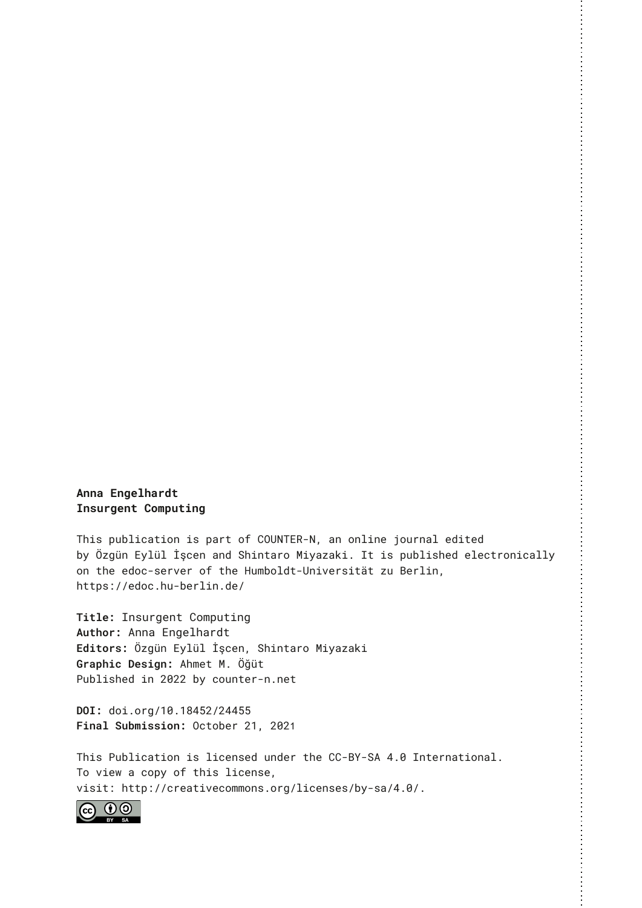**Anna Engelhardt**
**Insurgent Computing**

This publication is part of COUNTER-N, an online journal edited by Özgün Eylül İşcen and Shintaro Miyazaki. It is published electronically on the edoc-server of the Humboldt-Universität zu Berlin, https://edoc.hu-berlin.de/

**Title:** Insurgent Computing
**Author:** Anna Engelhardt
**Editors:** Özgün Eylül İşcen, Shintaro Miyazaki
**Graphic Design:** Ahmet M. Öğüt
Published in 2022 by counter-n.net

**DOI:** doi.org/10.18452/24455
**Final Submission:** October 21, 2021

This Publication is licensed under the CC-BY-SA 4.0 International.
To view a copy of this license,
visit: http://creativecommons.org/licenses/by-sa/4.0/.